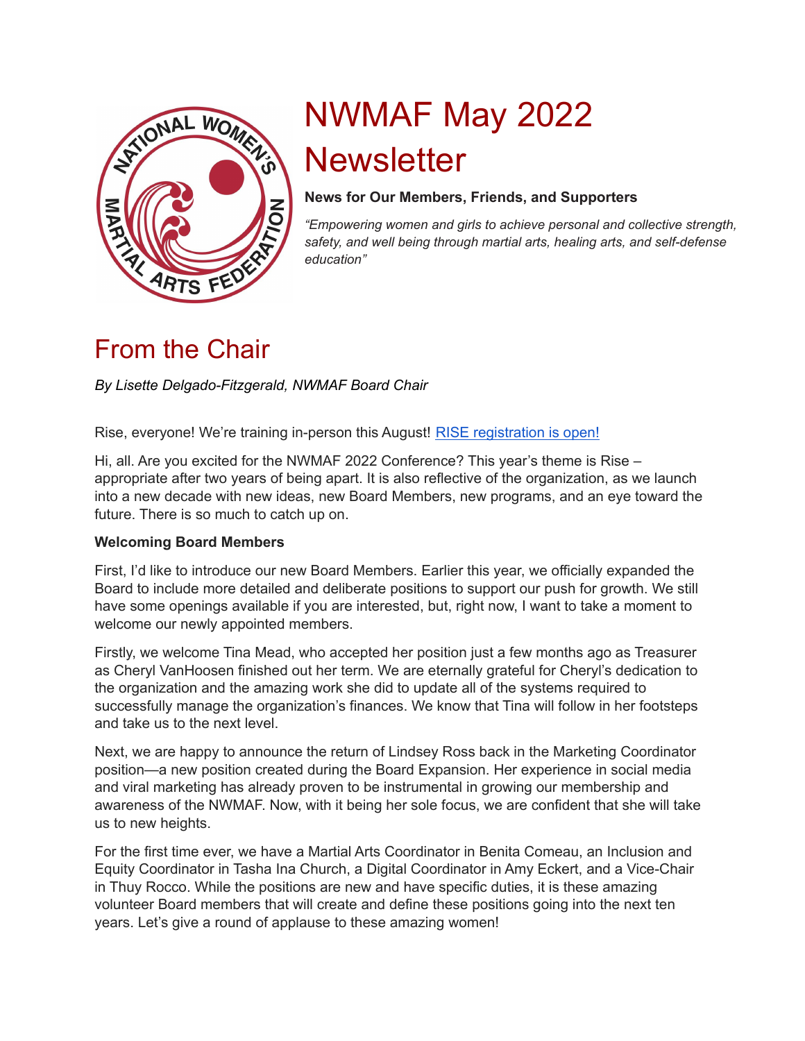# NWMAF May 2022 Newsletter

**News for Our Members, Friends, and Supporters**

*"Empowering women and girls to achieve personal and collective strength, safety, and well being through martial arts, healing arts, and self-defense education"*

## From the Chair

*By Lisette Delgado-Fitzgerald, NWMAF Board Chair*

Rise, everyone! We're training in-person this August! [RISE registration is open!]

Hi, all. Are you excited for the NWMAF 2022 Conference? This year's theme is Rise – appropriate after two years of being apart. It is also reflective of the organization, as we launch into a new decade with new ideas, new Board Members, new programs, and an eye toward the future. There is so much to catch up on.

**Welcoming Board Members**

First, I'd like to introduce our new Board Members. Earlier this year, we officially expanded the Board to include more detailed and deliberate positions to support our push for growth. We still have some openings available if you are interested, but, right now, I want to take a moment to welcome our newly appointed members.

Firstly, we welcome Tina Mead, who accepted her position just a few months ago as Treasurer as Cheryl VanHoosen finished out her term. We are eternally grateful for Cheryl's dedication to the organization and the amazing work she did to update all of the systems required to successfully manage the organization's finances. We know that Tina will follow in her footsteps and take us to the next level.

Next, we are happy to announce the return of Lindsey Ross back in the Marketing Coordinator position—a new position created during the Board Expansion. Her experience in social media and viral marketing has already proven to be instrumental in growing our membership and awareness of the NWMAF. Now, with it being her sole focus, we are confident that she will take us to new heights.

For the first time ever, we have a Martial Arts Coordinator in Benita Comeau, an Inclusion and Equity Coordinator in Tasha Ina Church, a Digital Coordinator in Amy Eckert, and a Vice-Chair in Thuy Rocco. While the positions are new and have specific duties, it is these amazing volunteer Board members that will create and define these positions going into the next ten years. Let's give a round of applause to these amazing women!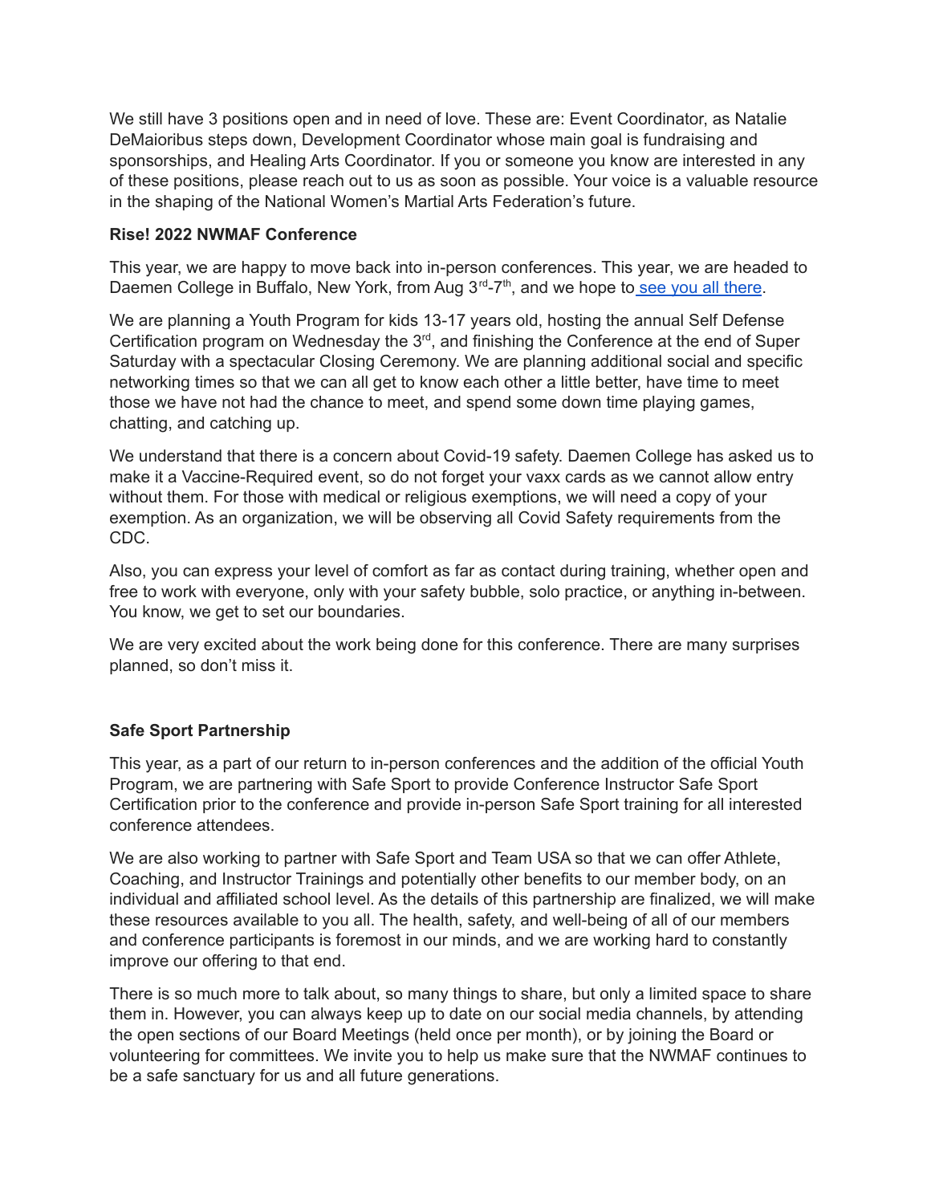We still have 3 positions open and in need of love. These are: Event Coordinator, as Natalie DeMaioribus steps down, Development Coordinator whose main goal is fundraising and sponsorships, and Healing Arts Coordinator. If you or someone you know are interested in any of these positions, please reach out to us as soon as possible. Your voice is a valuable resource in the shaping of the National Women's Martial Arts Federation's future.

**Rise! 2022 NWMAF Conference**

This year, we are happy to move back into in-person conferences. This year, we are headed to Daemen College in Buffalo, New York, from Aug 3rd-7th, and we hope to [see you all there](#).

We are planning a Youth Program for kids 13-17 years old, hosting the annual Self Defense Certification program on Wednesday the 3rd, and finishing the Conference at the end of Super Saturday with a spectacular Closing Ceremony. We are planning additional social and specific networking times so that we can all get to know each other a little better, have time to meet those we have not had the chance to meet, and spend some down time playing games, chatting, and catching up.

We understand that there is a concern about Covid-19 safety. Daemen College has asked us to make it a Vaccine-Required event, so do not forget your vaxx cards as we cannot allow entry without them. For those with medical or religious exemptions, we will need a copy of your exemption. As an organization, we will be observing all Covid Safety requirements from the CDC.

Also, you can express your level of comfort as far as contact during training, whether open and free to work with everyone, only with your safety bubble, solo practice, or anything in-between. You know, we get to set our boundaries.

We are very excited about the work being done for this conference. There are many surprises planned, so don't miss it.

**Safe Sport Partnership**

This year, as a part of our return to in-person conferences and the addition of the official Youth Program, we are partnering with Safe Sport to provide Conference Instructor Safe Sport Certification prior to the conference and provide in-person Safe Sport training for all interested conference attendees.

We are also working to partner with Safe Sport and Team USA so that we can offer Athlete, Coaching, and Instructor Trainings and potentially other benefits to our member body, on an individual and affiliated school level. As the details of this partnership are finalized, we will make these resources available to you all. The health, safety, and well-being of all of our members and conference participants is foremost in our minds, and we are working hard to constantly improve our offering to that end.

There is so much more to talk about, so many things to share, but only a limited space to share them in. However, you can always keep up to date on our social media channels, by attending the open sections of our Board Meetings (held once per month), or by joining the Board or volunteering for committees. We invite you to help us make sure that the NWMAF continues to be a safe sanctuary for us and all future generations.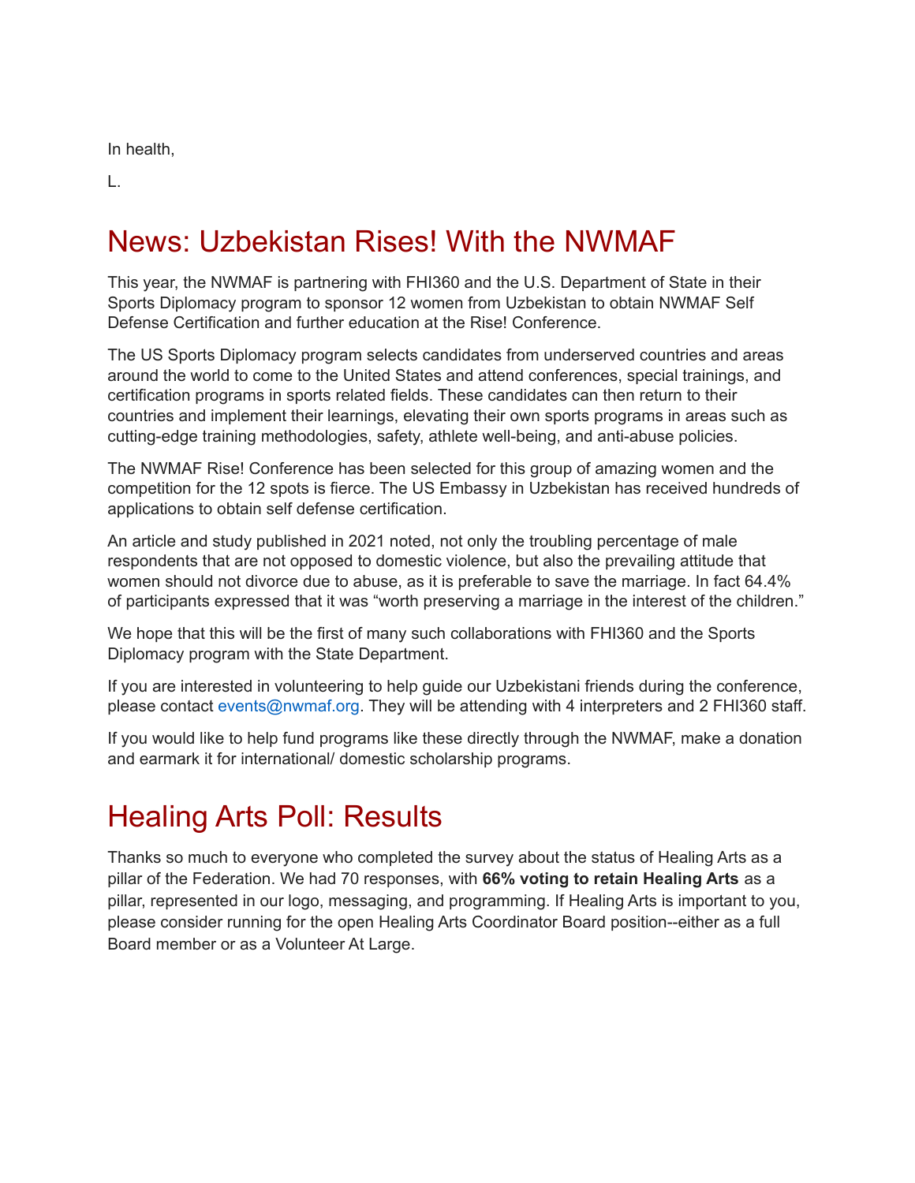In health,

L.

# News: Uzbekistan Rises! With the NWMAF

This year, the NWMAF is partnering with FHI360 and the U.S. Department of State in their Sports Diplomacy program to sponsor 12 women from Uzbekistan to obtain NWMAF Self Defense Certification and further education at the Rise! Conference.

The US Sports Diplomacy program selects candidates from underserved countries and areas around the world to come to the United States and attend conferences, special trainings, and certification programs in sports related fields. These candidates can then return to their countries and implement their learnings, elevating their own sports programs in areas such as cutting-edge training methodologies, safety, athlete well-being, and anti-abuse policies.

The NWMAF Rise! Conference has been selected for this group of amazing women and the competition for the 12 spots is fierce. The US Embassy in Uzbekistan has received hundreds of applications to obtain self defense certification.

An article and study published in 2021 noted, not only the troubling percentage of male respondents that are not opposed to domestic violence, but also the prevailing attitude that women should not divorce due to abuse, as it is preferable to save the marriage. In fact 64.4% of participants expressed that it was “worth preserving a marriage in the interest of the children.”

We hope that this will be the first of many such collaborations with FHI360 and the Sports Diplomacy program with the State Department.

If you are interested in volunteering to help guide our Uzbekistani friends during the conference, please contact events@nwmaf.org. They will be attending with 4 interpreters and 2 FHI360 staff.

If you would like to help fund programs like these directly through the NWMAF, make a donation and earmark it for international/ domestic scholarship programs.

# Healing Arts Poll: Results

Thanks so much to everyone who completed the survey about the status of Healing Arts as a pillar of the Federation. We had 70 responses, with **66% voting to retain Healing Arts** as a pillar, represented in our logo, messaging, and programming. If Healing Arts is important to you, please consider running for the open Healing Arts Coordinator Board position--either as a full Board member or as a Volunteer At Large.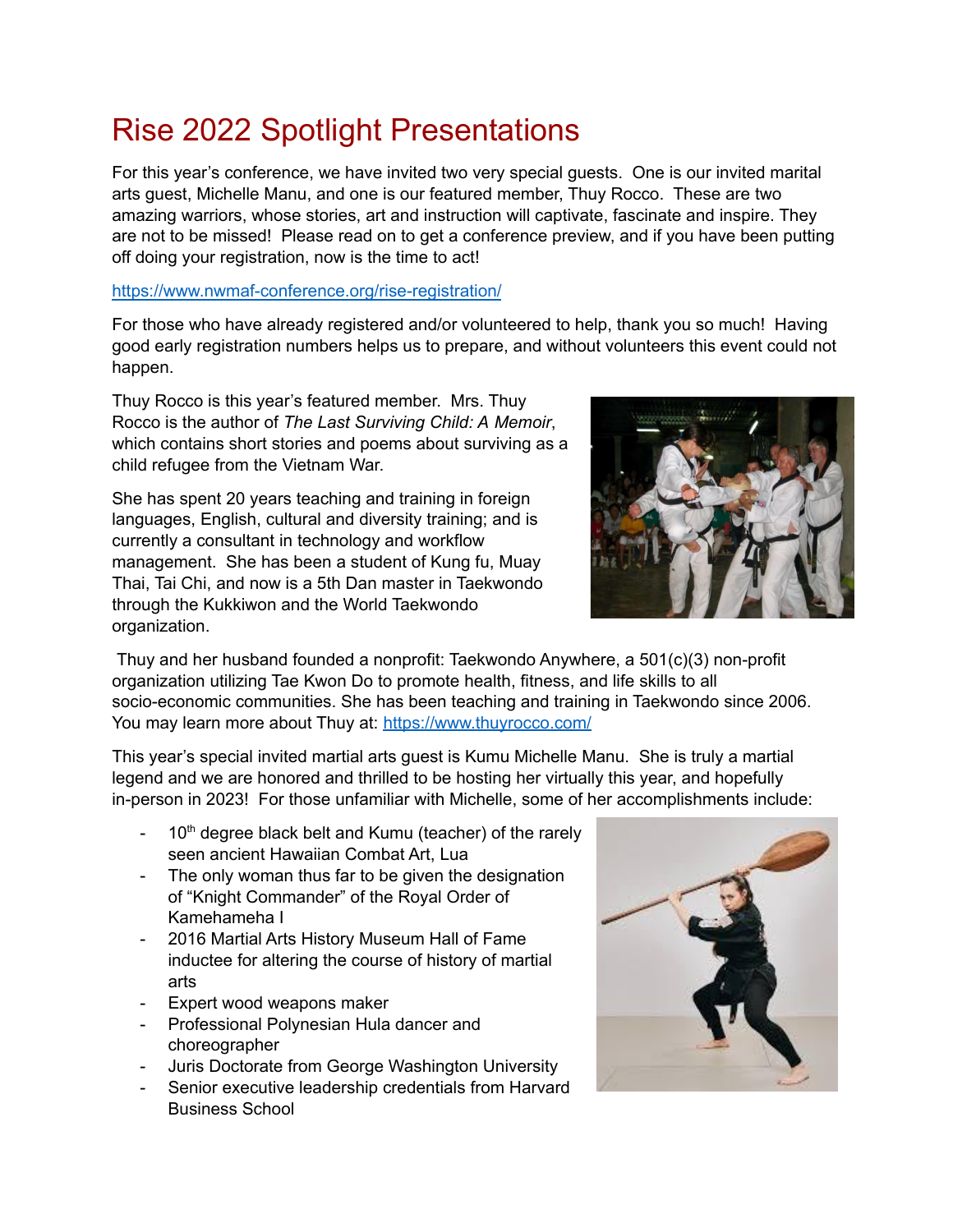# Rise 2022 Spotlight Presentations

For this year's conference, we have invited two very special guests. One is our invited marital arts guest, Michelle Manu, and one is our featured member, Thuy Rocco. These are two amazing warriors, whose stories, art and instruction will captivate, fascinate and inspire. They are not to be missed! Please read on to get a conference preview, and if you have been putting off doing your registration, now is the time to act!

https://www.nwmaf-conference.org/rise-registration/

For those who have already registered and/or volunteered to help, thank you so much! Having good early registration numbers helps us to prepare, and without volunteers this event could not happen.

Thuy Rocco is this year's featured member. Mrs. Thuy Rocco is the author of *The Last Surviving Child: A Memoir*, which contains short stories and poems about surviving as a child refugee from the Vietnam War.

She has spent 20 years teaching and training in foreign languages, English, cultural and diversity training; and is currently a consultant in technology and workflow management. She has been a student of Kung fu, Muay Thai, Tai Chi, and now is a 5th Dan master in Taekwondo through the Kukkiwon and the World Taekwondo organization.

Thuy and her husband founded a nonprofit: Taekwondo Anywhere, a 501(c)(3) non-profit organization utilizing Tae Kwon Do to promote health, fitness, and life skills to all socio-economic communities. She has been teaching and training in Taekwondo since 2006. You may learn more about Thuy at: https://www.thuyrocco.com/

This year's special invited martial arts guest is Kumu Michelle Manu. She is truly a martial legend and we are honored and thrilled to be hosting her virtually this year, and hopefully in-person in 2023! For those unfamiliar with Michelle, some of her accomplishments include:

- 10th degree black belt and Kumu (teacher) of the rarely seen ancient Hawaiian Combat Art, Lua
- The only woman thus far to be given the designation of "Knight Commander" of the Royal Order of Kamehameha I
- 2016 Martial Arts History Museum Hall of Fame inductee for altering the course of history of martial arts
- Expert wood weapons maker
- Professional Polynesian Hula dancer and choreographer
- Juris Doctorate from George Washington University
- Senior executive leadership credentials from Harvard Business School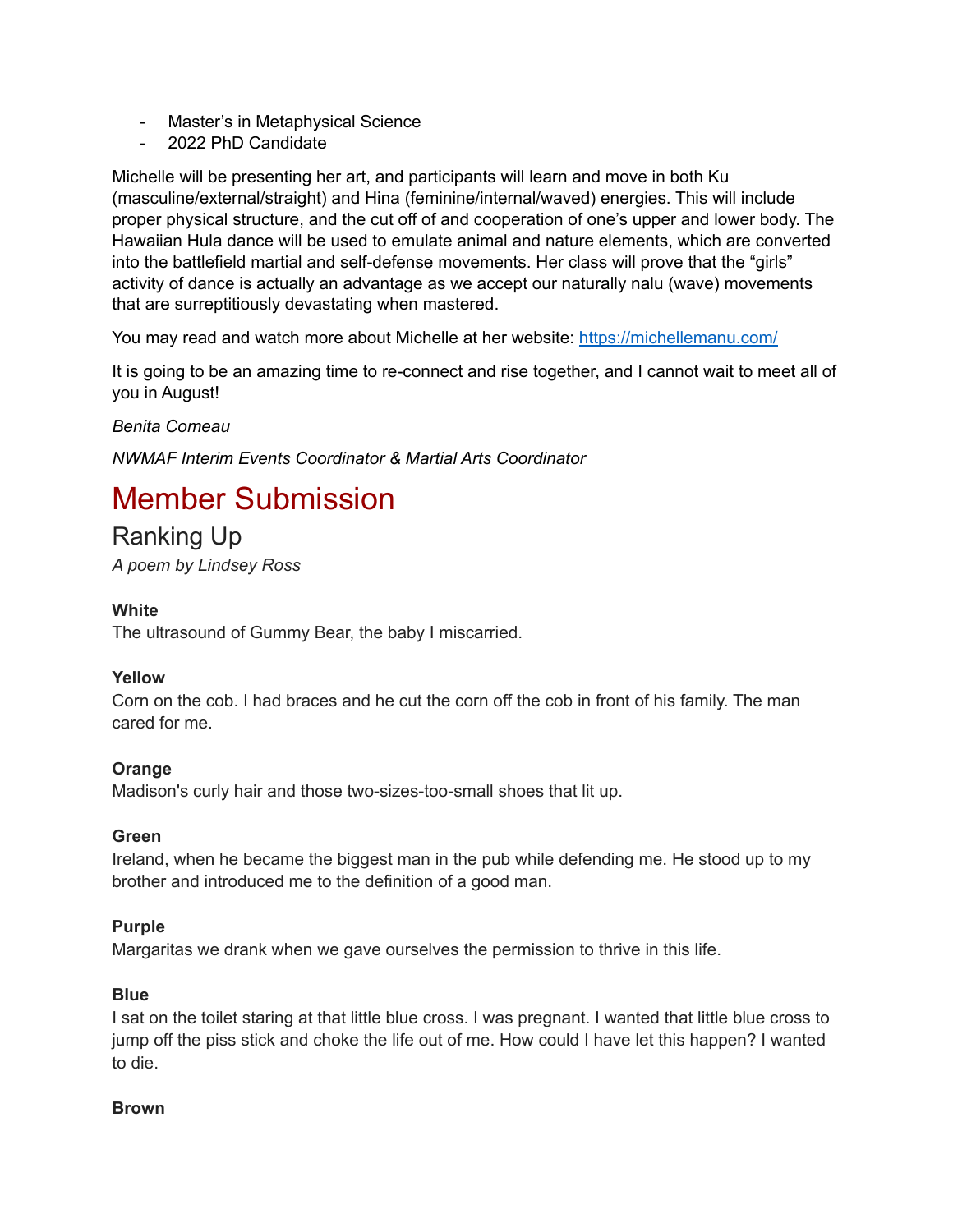- Master's in Metaphysical Science
- 2022 PhD Candidate

Michelle will be presenting her art, and participants will learn and move in both Ku (masculine/external/straight) and Hina (feminine/internal/waved) energies. This will include proper physical structure, and the cut off of and cooperation of one's upper and lower body. The Hawaiian Hula dance will be used to emulate animal and nature elements, which are converted into the battlefield martial and self-defense movements. Her class will prove that the "girls" activity of dance is actually an advantage as we accept our naturally nalu (wave) movements that are surreptitiously devastating when mastered.

You may read and watch more about Michelle at her website: [https://michellemanu.com/](https://michellemanu.com/)

It is going to be an amazing time to re-connect and rise together, and I cannot wait to meet all of you in August!

*Benita Comeau*

*NWMAF Interim Events Coordinator & Martial Arts Coordinator*

# Member Submission

## Ranking Up

*A poem by Lindsey Ross*

**White**
The ultrasound of Gummy Bear, the baby I miscarried.

**Yellow**
Corn on the cob. I had braces and he cut the corn off the cob in front of his family. The man cared for me.

**Orange**
Madison's curly hair and those two-sizes-too-small shoes that lit up.

**Green**
Ireland, when he became the biggest man in the pub while defending me. He stood up to my brother and introduced me to the definition of a good man.

**Purple**
Margaritas we drank when we gave ourselves the permission to thrive in this life.

**Blue**
I sat on the toilet staring at that little blue cross. I was pregnant. I wanted that little blue cross to jump off the piss stick and choke the life out of me. How could I have let this happen? I wanted to die.

**Brown**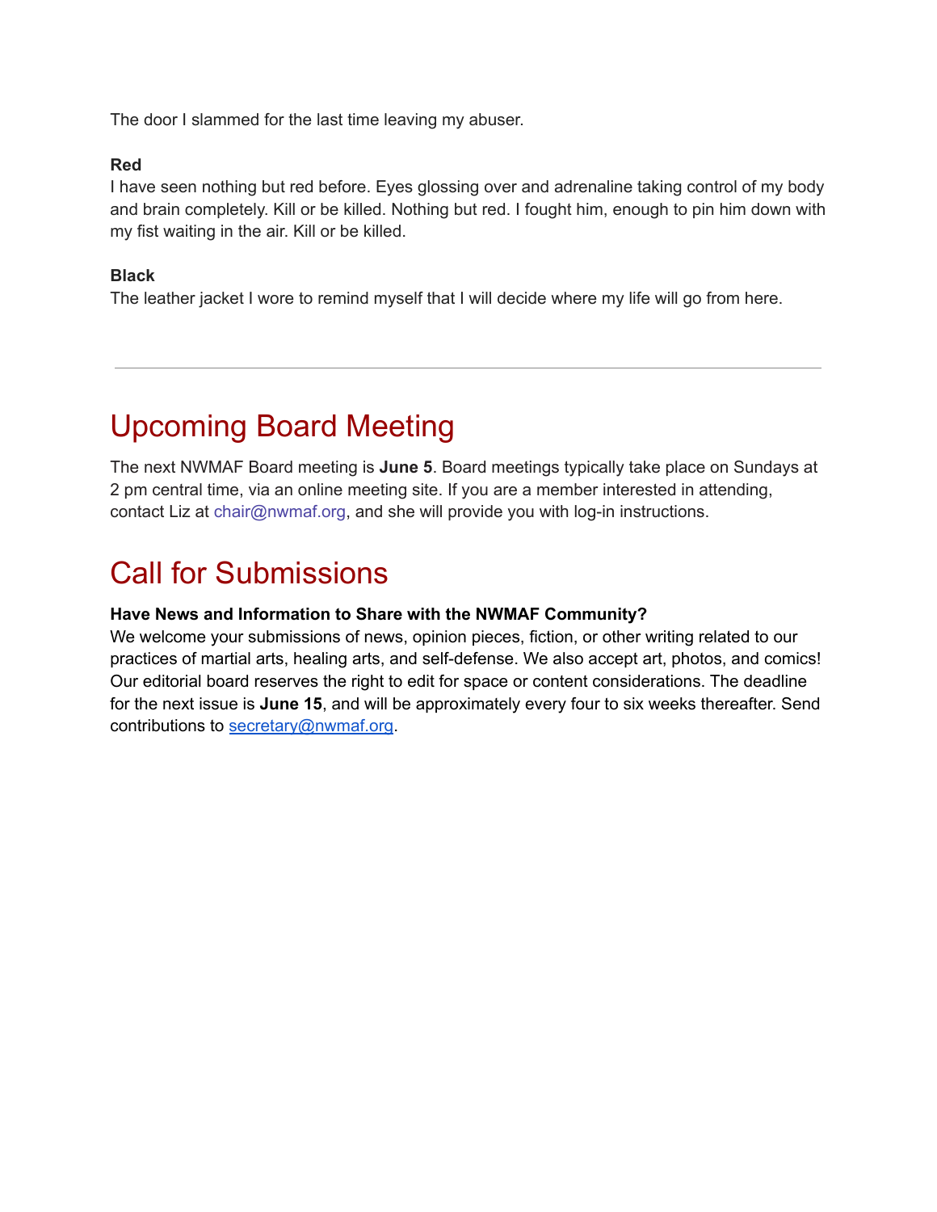The door I slammed for the last time leaving my abuser.

**Red**
I have seen nothing but red before. Eyes glossing over and adrenaline taking control of my body and brain completely. Kill or be killed. Nothing but red. I fought him, enough to pin him down with my fist waiting in the air. Kill or be killed.

**Black**
The leather jacket I wore to remind myself that I will decide where my life will go from here.

---

# Upcoming Board Meeting

The next NWMAF Board meeting is **June 5**. Board meetings typically take place on Sundays at 2 pm central time, via an online meeting site. If you are a member interested in attending, contact Liz at chair@nwmaf.org, and she will provide you with log-in instructions.

# Call for Submissions

**Have News and Information to Share with the NWMAF Community?**
We welcome your submissions of news, opinion pieces, fiction, or other writing related to our practices of martial arts, healing arts, and self-defense. We also accept art, photos, and comics! Our editorial board reserves the right to edit for space or content considerations. The deadline for the next issue is **June 15**, and will be approximately every four to six weeks thereafter. Send contributions to secretary@nwmaf.org.